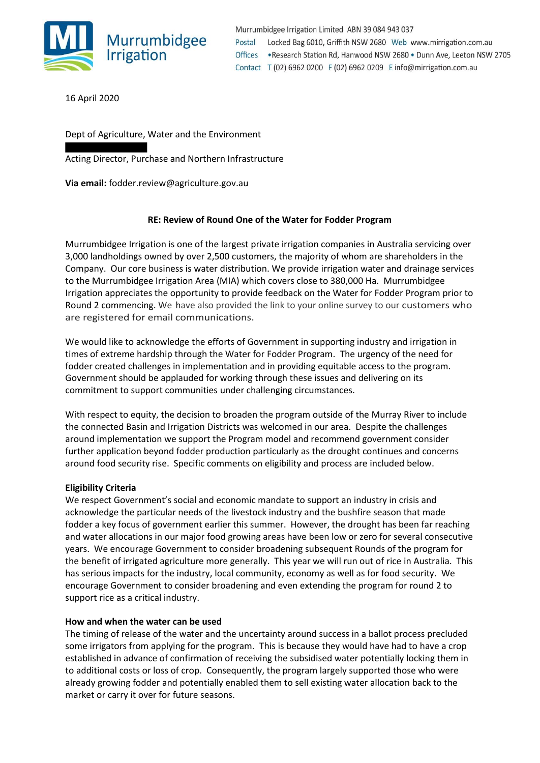Murrumbidgee Irrigation

Murrumbidgee Irrigation Limited ABN 39 084 943 037
Postal Locked Bag 6010, Griffith NSW 2680 Web www.mirrigation.com.au
Offices •Research Station Rd, Hanwood NSW 2680 • Dunn Ave, Leeton NSW 2705
Contact T (02) 6962 0200 F (02) 6962 0209 E info@mirrigation.com.au

16 April 2020

Dept of Agriculture, Water and the Environment

Acting Director, Purchase and Northern Infrastructure

**Via email:** fodder.review@agriculture.gov.au

**RE: Review of Round One of the Water for Fodder Program**

Murrumbidgee Irrigation is one of the largest private irrigation companies in Australia servicing over 3,000 landholdings owned by over 2,500 customers, the majority of whom are shareholders in the Company. Our core business is water distribution. We provide irrigation water and drainage services to the Murrumbidgee Irrigation Area (MIA) which covers close to 380,000 Ha. Murrumbidgee Irrigation appreciates the opportunity to provide feedback on the Water for Fodder Program prior to Round 2 commencing. We have also provided the link to your online survey to our customers who are registered for email communications.

We would like to acknowledge the efforts of Government in supporting industry and irrigation in times of extreme hardship through the Water for Fodder Program. The urgency of the need for fodder created challenges in implementation and in providing equitable access to the program. Government should be applauded for working through these issues and delivering on its commitment to support communities under challenging circumstances.

With respect to equity, the decision to broaden the program outside of the Murray River to include the connected Basin and Irrigation Districts was welcomed in our area. Despite the challenges around implementation we support the Program model and recommend government consider further application beyond fodder production particularly as the drought continues and concerns around food security rise. Specific comments on eligibility and process are included below.

**Eligibility Criteria**

We respect Government's social and economic mandate to support an industry in crisis and acknowledge the particular needs of the livestock industry and the bushfire season that made fodder a key focus of government earlier this summer. However, the drought has been far reaching and water allocations in our major food growing areas have been low or zero for several consecutive years. We encourage Government to consider broadening subsequent Rounds of the program for the benefit of irrigated agriculture more generally. This year we will run out of rice in Australia. This has serious impacts for the industry, local community, economy as well as for food security. We encourage Government to consider broadening and even extending the program for round 2 to support rice as a critical industry.

**How and when the water can be used**

The timing of release of the water and the uncertainty around success in a ballot process precluded some irrigators from applying for the program. This is because they would have had to have a crop established in advance of confirmation of receiving the subsidised water potentially locking them in to additional costs or loss of crop. Consequently, the program largely supported those who were already growing fodder and potentially enabled them to sell existing water allocation back to the market or carry it over for future seasons.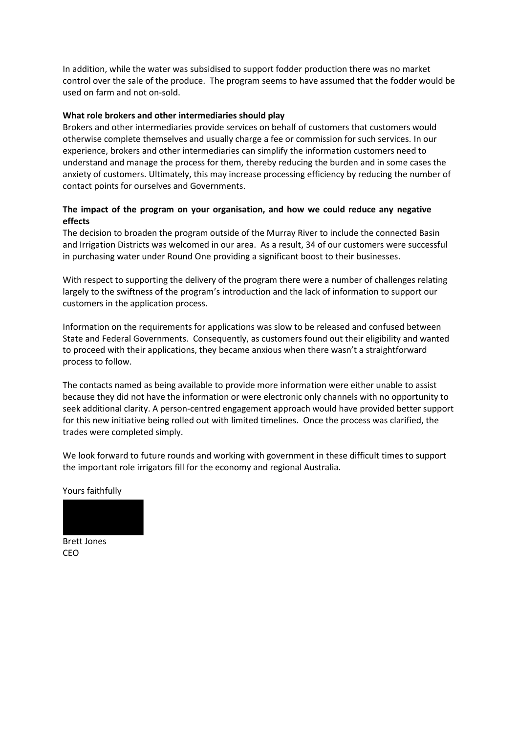In addition, while the water was subsidised to support fodder production there was no market control over the sale of the produce. The program seems to have assumed that the fodder would be used on farm and not on-sold.

**What role brokers and other intermediaries should play**

Brokers and other intermediaries provide services on behalf of customers that customers would otherwise complete themselves and usually charge a fee or commission for such services. In our experience, brokers and other intermediaries can simplify the information customers need to understand and manage the process for them, thereby reducing the burden and in some cases the anxiety of customers. Ultimately, this may increase processing efficiency by reducing the number of contact points for ourselves and Governments.

**The impact of the program on your organisation, and how we could reduce any negative effects**

The decision to broaden the program outside of the Murray River to include the connected Basin and Irrigation Districts was welcomed in our area. As a result, 34 of our customers were successful in purchasing water under Round One providing a significant boost to their businesses.

With respect to supporting the delivery of the program there were a number of challenges relating largely to the swiftness of the program's introduction and the lack of information to support our customers in the application process.

Information on the requirements for applications was slow to be released and confused between State and Federal Governments. Consequently, as customers found out their eligibility and wanted to proceed with their applications, they became anxious when there wasn't a straightforward process to follow.

The contacts named as being available to provide more information were either unable to assist because they did not have the information or were electronic only channels with no opportunity to seek additional clarity. A person-centred engagement approach would have provided better support for this new initiative being rolled out with limited timelines. Once the process was clarified, the trades were completed simply.

We look forward to future rounds and working with government in these difficult times to support the important role irrigators fill for the economy and regional Australia.

Yours faithfully

Brett Jones
CEO